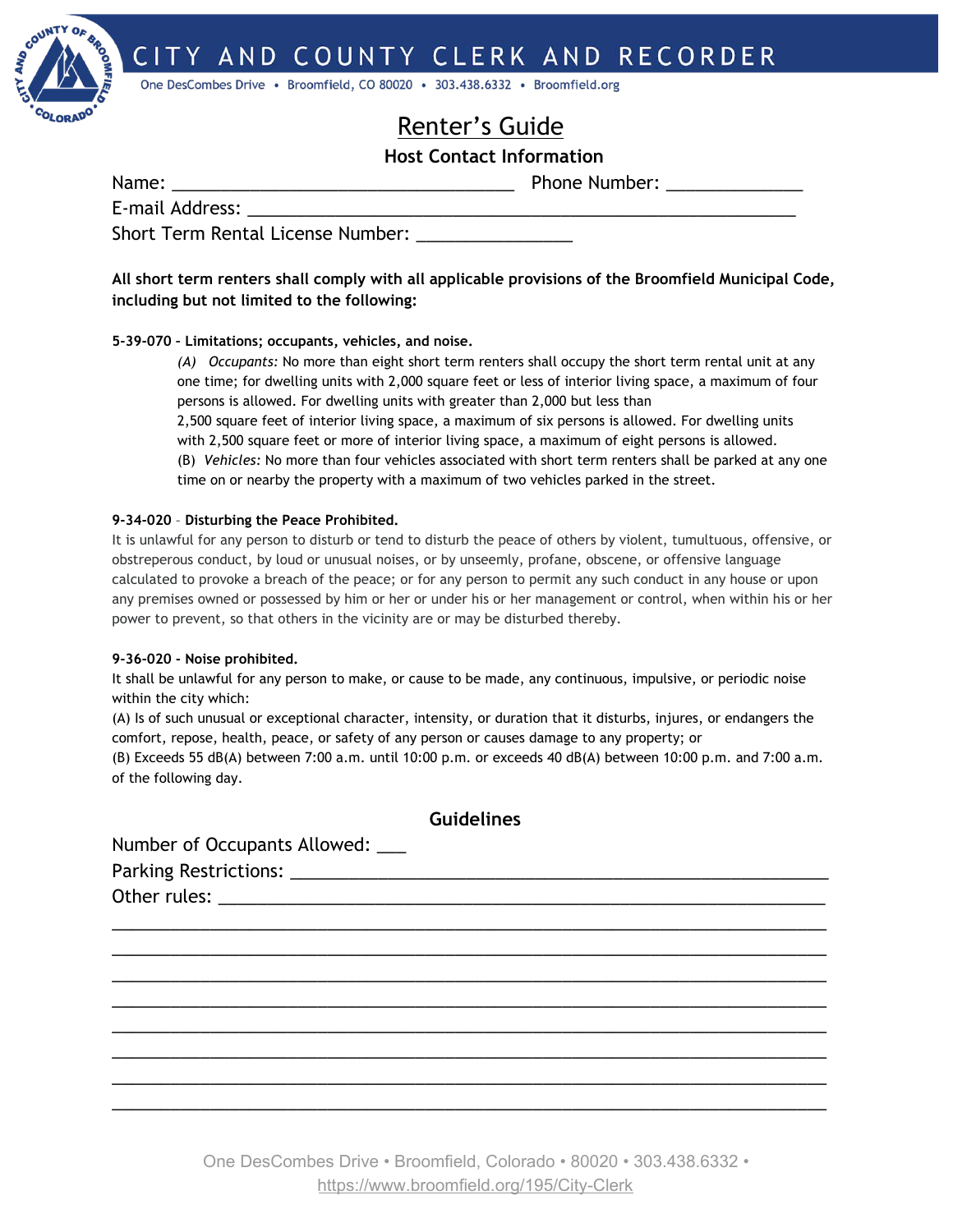CITY AND COUNTY CLERK AND RECORDER

One DesCombes Drive • Broomfield, CO 80020 • 303.438.6332 • Broomfield.org

# Renter's Guide

## Host Contact Information

Name: ________________________________ Phone Number: _____________

E-mail Address: ________________________________________________________

Short Term Rental License Number: _______________

**All short term renters shall comply with all applicable provisions of the Broomfield Municipal Code, including but not limited to the following:**

**5-39-070 – Limitations; occupants, vehicles, and noise.**

*(A) Occupants:* No more than eight short term renters shall occupy the short term rental unit at any one time; for dwelling units with 2,000 square feet or less of interior living space, a maximum of four persons is allowed. For dwelling units with greater than 2,000 but less than 2,500 square feet of interior living space, a maximum of six persons is allowed. For dwelling units with 2,500 square feet or more of interior living space, a maximum of eight persons is allowed.

(B) *Vehicles:* No more than four vehicles associated with short term renters shall be parked at any one time on or nearby the property with a maximum of two vehicles parked in the street.

**9-34-020** – **Disturbing the Peace Prohibited.**

It is unlawful for any person to disturb or tend to disturb the peace of others by violent, tumultuous, offensive, or obstreperous conduct, by loud or unusual noises, or by unseemly, profane, obscene, or offensive language calculated to provoke a breach of the peace; or for any person to permit any such conduct in any house or upon any premises owned or possessed by him or her or under his or her management or control, when within his or her power to prevent, so that others in the vicinity are or may be disturbed thereby.

**9-36-020 - Noise prohibited.**

It shall be unlawful for any person to make, or cause to be made, any continuous, impulsive, or periodic noise within the city which:

(A) Is of such unusual or exceptional character, intensity, or duration that it disturbs, injures, or endangers the comfort, repose, health, peace, or safety of any person or causes damage to any property; or

(B) Exceeds 55 dB(A) between 7:00 a.m. until 10:00 p.m. or exceeds 40 dB(A) between 10:00 p.m. and 7:00 a.m. of the following day.

## Guidelines

Number of Occupants Allowed: ___

Parking Restrictions: ________________________________________________

Other rules: ______________________________________________________

__________________________________________________________________

__________________________________________________________________

__________________________________________________________________

__________________________________________________________________

__________________________________________________________________

__________________________________________________________________

__________________________________________________________________

__________________________________________________________________

One DesCombes Drive • Broomfield, Colorado • 80020 • 303.438.6332 • https://www.broomfield.org/195/City-Clerk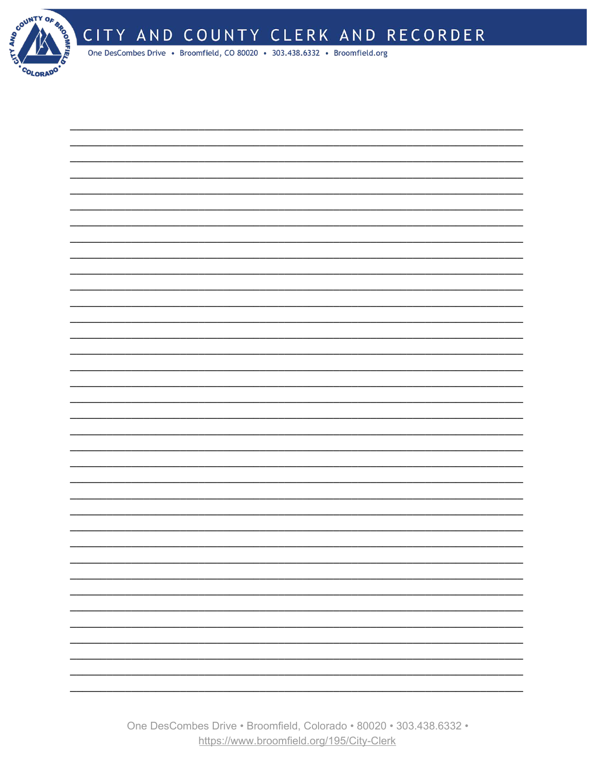# CITY AND COUNTY CLERK AND RECORDER

One DesCombes Drive • Broomfield, CO 80020 • 303.438.6332 • Broomfield.org

\_\_\_\_\_\_\_\_\_\_\_\_\_\_\_\_\_\_\_\_\_\_\_\_\_\_\_\_\_\_\_\_\_\_\_\_\_\_\_\_\_\_\_\_\_\_\_\_\_\_\_\_\_\_\_\_\_\_\_\_\_\_\_\_\_\_\_\_\_\_\_\_

\_\_\_\_\_\_\_\_\_\_\_\_\_\_\_\_\_\_\_\_\_\_\_\_\_\_\_\_\_\_\_\_\_\_\_\_\_\_\_\_\_\_\_\_\_\_\_\_\_\_\_\_\_\_\_\_\_\_\_\_\_\_\_\_\_\_\_\_\_\_\_\_

\_\_\_\_\_\_\_\_\_\_\_\_\_\_\_\_\_\_\_\_\_\_\_\_\_\_\_\_\_\_\_\_\_\_\_\_\_\_\_\_\_\_\_\_\_\_\_\_\_\_\_\_\_\_\_\_\_\_\_\_\_\_\_\_\_\_\_\_\_\_\_\_

One DesCombes Drive • Broomfield, Colorado • 80020 • 303.438.6332 • https://www.broomfield.org/195/City-Clerk